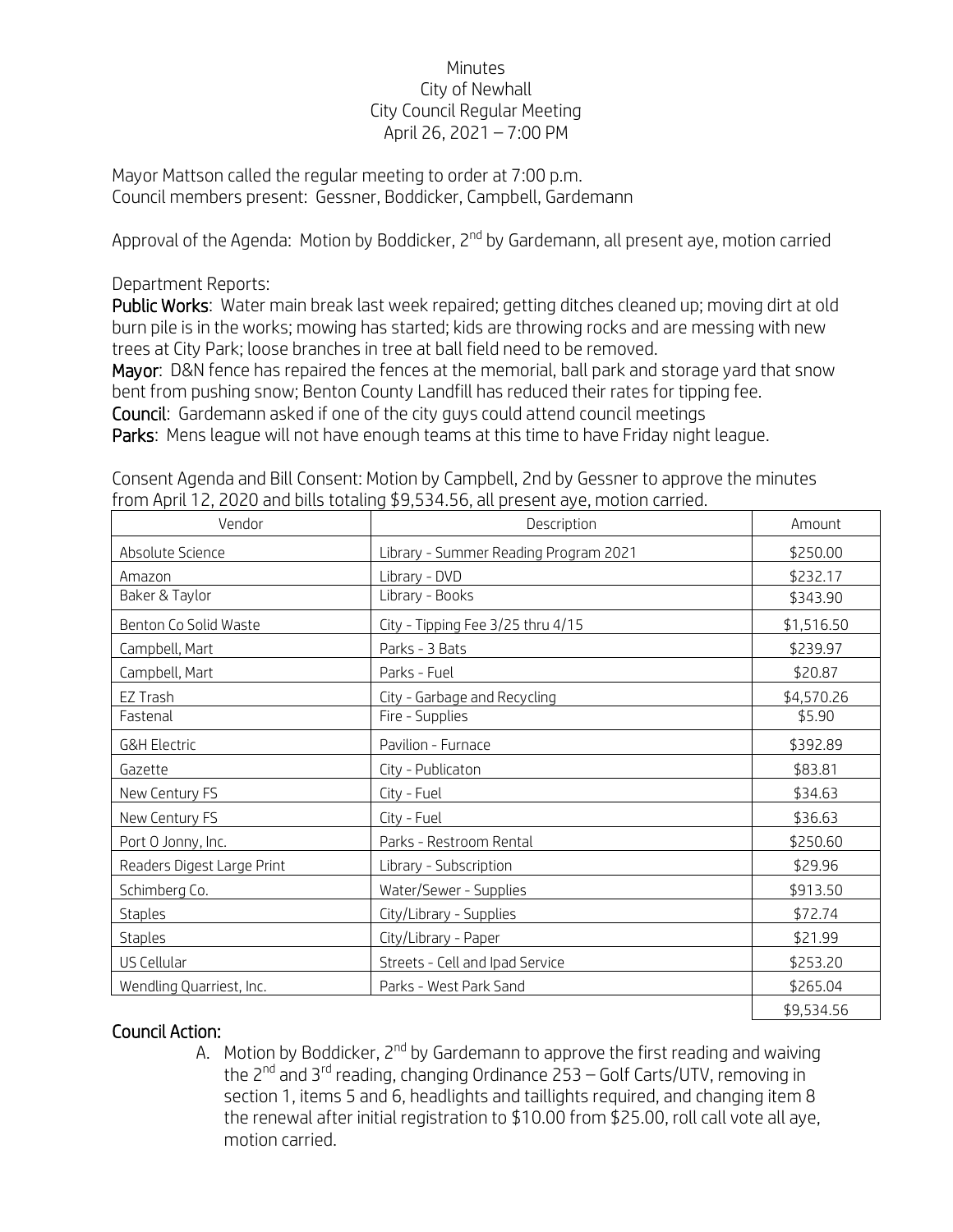Minutes
City of Newhall
City Council Regular Meeting
April 26, 2021 – 7:00 PM

Mayor Mattson called the regular meeting to order at 7:00 p.m.
Council members present: Gessner, Boddicker, Campbell, Gardemann

Approval of the Agenda: Motion by Boddicker, 2nd by Gardemann, all present aye, motion carried

Department Reports:

**Public Works**: Water main break last week repaired; getting ditches cleaned up; moving dirt at old burn pile is in the works; mowing has started; kids are throwing rocks and are messing with new trees at City Park; loose branches in tree at ball field need to be removed.

**Mayor**: D&N fence has repaired the fences at the memorial, ball park and storage yard that snow bent from pushing snow; Benton County Landfill has reduced their rates for tipping fee.

**Council**: Gardemann asked if one of the city guys could attend council meetings

**Parks**: Mens league will not have enough teams at this time to have Friday night league.

Consent Agenda and Bill Consent: Motion by Campbell, 2nd by Gessner to approve the minutes from April 12, 2020 and bills totaling $9,534.56, all present aye, motion carried.

| Vendor | Description | Amount |
|---|---|---|
| Absolute Science | Library - Summer Reading Program 2021 | $250.00 |
| Amazon | Library - DVD | $232.17 |
| Baker & Taylor | Library - Books | $343.90 |
| Benton Co Solid Waste | City - Tipping Fee 3/25 thru 4/15 | $1,516.50 |
| Campbell, Mart | Parks - 3 Bats | $239.97 |
| Campbell, Mart | Parks - Fuel | $20.87 |
| EZ Trash | City - Garbage and Recycling | $4,570.26 |
| Fastenal | Fire - Supplies | $5.90 |
| G&H Electric | Pavilion - Furnace | $392.89 |
| Gazette | City - Publicaton | $83.81 |
| New Century FS | City - Fuel | $34.63 |
| New Century FS | City - Fuel | $36.63 |
| Port O Jonny, Inc. | Parks - Restroom Rental | $250.60 |
| Readers Digest Large Print | Library - Subscription | $29.96 |
| Schimberg Co. | Water/Sewer - Supplies | $913.50 |
| Staples | City/Library - Supplies | $72.74 |
| Staples | City/Library - Paper | $21.99 |
| US Cellular | Streets - Cell and Ipad Service | $253.20 |
| Wendling Quarriest, Inc. | Parks - West Park Sand | $265.04 |
| | | $9,534.56 |

**Council Action:**

A. Motion by Boddicker, 2nd by Gardemann to approve the first reading and waiving the 2nd and 3rd reading, changing Ordinance 253 – Golf Carts/UTV, removing in section 1, items 5 and 6, headlights and taillights required, and changing item 8 the renewal after initial registration to $10.00 from $25.00, roll call vote all aye, motion carried.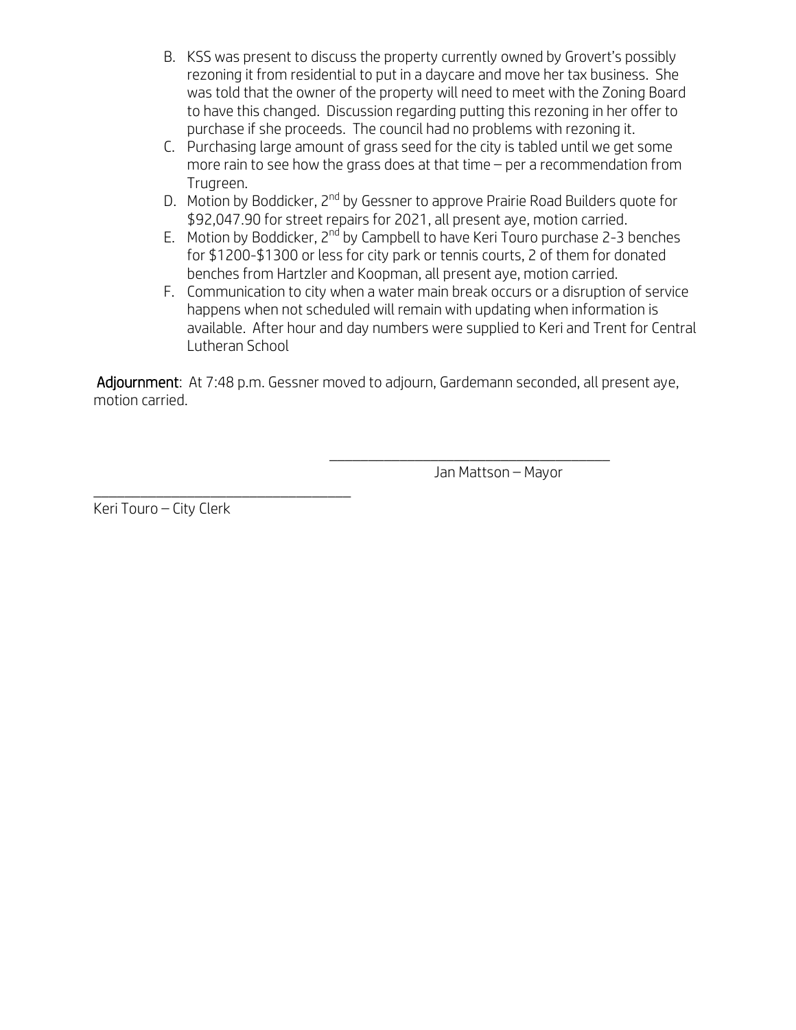B. KSS was present to discuss the property currently owned by Grovert's possibly rezoning it from residential to put in a daycare and move her tax business. She was told that the owner of the property will need to meet with the Zoning Board to have this changed. Discussion regarding putting this rezoning in her offer to purchase if she proceeds. The council had no problems with rezoning it.
C. Purchasing large amount of grass seed for the city is tabled until we get some more rain to see how the grass does at that time – per a recommendation from Trugreen.
D. Motion by Boddicker, 2nd by Gessner to approve Prairie Road Builders quote for $92,047.90 for street repairs for 2021, all present aye, motion carried.
E. Motion by Boddicker, 2nd by Campbell to have Keri Touro purchase 2-3 benches for $1200-$1300 or less for city park or tennis courts, 2 of them for donated benches from Hartzler and Koopman, all present aye, motion carried.
F. Communication to city when a water main break occurs or a disruption of service happens when not scheduled will remain with updating when information is available. After hour and day numbers were supplied to Keri and Trent for Central Lutheran School

**Adjournment**: At 7:48 p.m. Gessner moved to adjourn, Gardemann seconded, all present aye, motion carried.

\_\_\_\_\_\_\_\_\_\_\_\_\_\_\_\_\_\_\_\_\_\_\_\_\_\_\_\_\_\_\_\_\_\_\_\_\_\_\_\_

Jan Mattson – Mayor

\_\_\_\_\_\_\_\_\_\_\_\_\_\_\_\_\_\_\_\_\_\_\_\_\_\_\_\_\_\_\_\_\_\_\_\_\_\_\_\_

Keri Touro – City Clerk